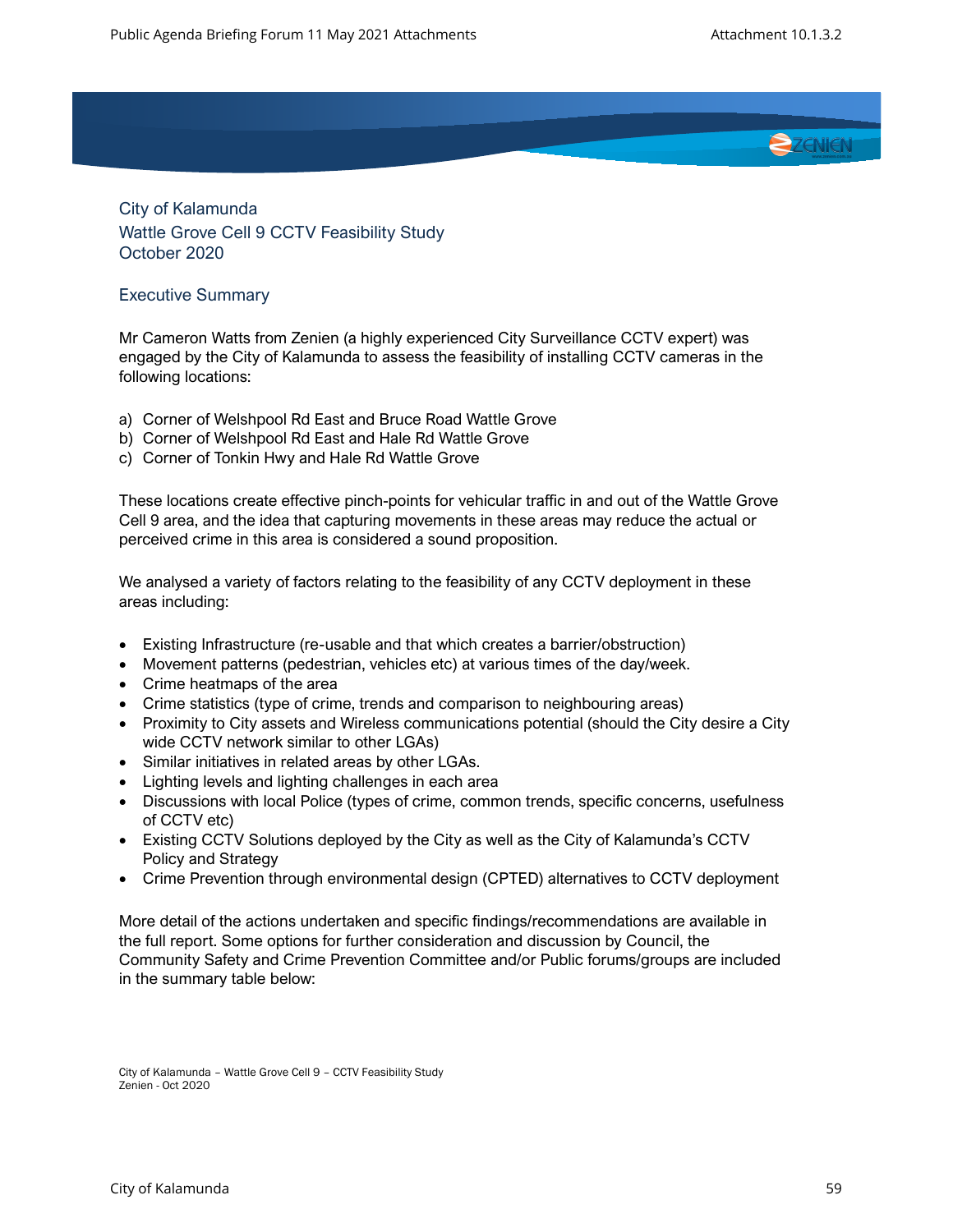City of Kalamunda
Wattle Grove Cell 9 CCTV Feasibility Study
October 2020

## Executive Summary

Mr Cameron Watts from Zenien (a highly experienced City Surveillance CCTV expert) was engaged by the City of Kalamunda to assess the feasibility of installing CCTV cameras in the following locations:

a) Corner of Welshpool Rd East and Bruce Road Wattle Grove
b) Corner of Welshpool Rd East and Hale Rd Wattle Grove
c) Corner of Tonkin Hwy and Hale Rd Wattle Grove

These locations create effective pinch-points for vehicular traffic in and out of the Wattle Grove Cell 9 area, and the idea that capturing movements in these areas may reduce the actual or perceived crime in this area is considered a sound proposition.

We analysed a variety of factors relating to the feasibility of any CCTV deployment in these areas including:

- Existing Infrastructure (re-usable and that which creates a barrier/obstruction)
- Movement patterns (pedestrian, vehicles etc) at various times of the day/week.
- Crime heatmaps of the area
- Crime statistics (type of crime, trends and comparison to neighbouring areas)
- Proximity to City assets and Wireless communications potential (should the City desire a City wide CCTV network similar to other LGAs)
- Similar initiatives in related areas by other LGAs.
- Lighting levels and lighting challenges in each area
- Discussions with local Police (types of crime, common trends, specific concerns, usefulness of CCTV etc)
- Existing CCTV Solutions deployed by the City as well as the City of Kalamunda's CCTV Policy and Strategy
- Crime Prevention through environmental design (CPTED) alternatives to CCTV deployment

More detail of the actions undertaken and specific findings/recommendations are available in the full report. Some options for further consideration and discussion by Council, the Community Safety and Crime Prevention Committee and/or Public forums/groups are included in the summary table below: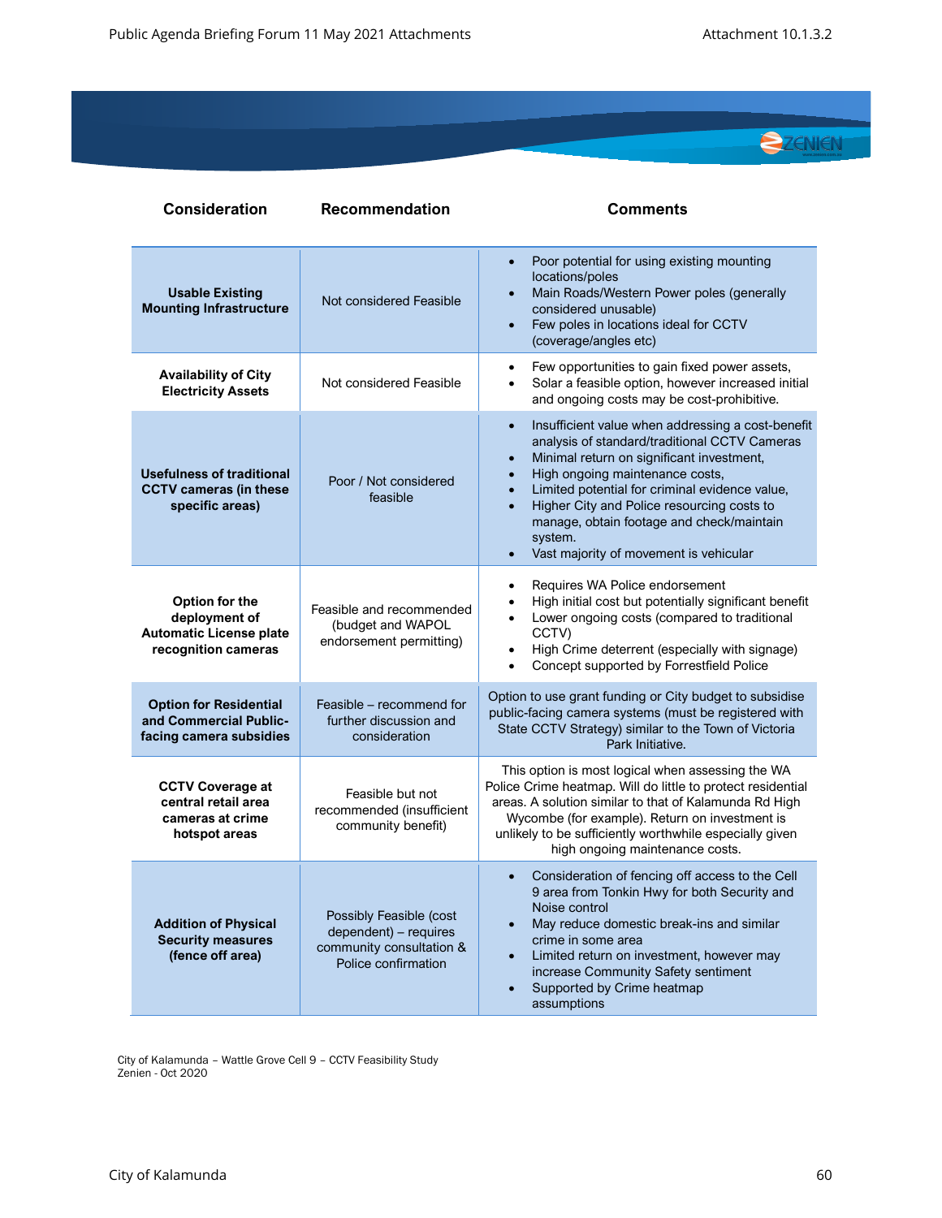| Consideration | Recommendation | Comments |
|---|---|---|
| **Usable Existing Mounting Infrastructure** | Not considered Feasible | • Poor potential for using existing mounting locations/poles<br>• Main Roads/Western Power poles (generally considered unusable)<br>• Few poles in locations ideal for CCTV (coverage/angles etc) |
| **Availability of City Electricity Assets** | Not considered Feasible | • Few opportunities to gain fixed power assets,<br>• Solar a feasible option, however increased initial and ongoing costs may be cost-prohibitive. |
| **Usefulness of traditional CCTV cameras (in these specific areas)** | Poor / Not considered feasible | • Insufficient value when addressing a cost-benefit analysis of standard/traditional CCTV Cameras<br>• Minimal return on significant investment,<br>• High ongoing maintenance costs,<br>• Limited potential for criminal evidence value,<br>• Higher City and Police resourcing costs to manage, obtain footage and check/maintain system.<br>• Vast majority of movement is vehicular |
| **Option for the deployment of Automatic License plate recognition cameras** | Feasible and recommended (budget and WAPOL endorsement permitting) | • Requires WA Police endorsement<br>• High initial cost but potentially significant benefit<br>• Lower ongoing costs (compared to traditional CCTV)<br>• High Crime deterrent (especially with signage)<br>• Concept supported by Forrestfield Police |
| **Option for Residential and Commercial Public-facing camera subsidies** | Feasible – recommend for further discussion and consideration | Option to use grant funding or City budget to subsidise public-facing camera systems (must be registered with State CCTV Strategy) similar to the Town of Victoria Park Initiative. |
| **CCTV Coverage at central retail area cameras at crime hotspot areas** | Feasible but not recommended (insufficient community benefit) | This option is most logical when assessing the WA Police Crime heatmap. Will do little to protect residential areas. A solution similar to that of Kalamunda Rd High Wycombe (for example). Return on investment is unlikely to be sufficiently worthwhile especially given high ongoing maintenance costs. |
| **Addition of Physical Security measures (fence off area)** | Possibly Feasible (cost dependent) – requires community consultation & Police confirmation | • Consideration of fencing off access to the Cell 9 area from Tonkin Hwy for both Security and Noise control<br>• May reduce domestic break-ins and similar crime in some area<br>• Limited return on investment, however may increase Community Safety sentiment<br>• Supported by Crime heatmap assumptions |

City of Kalamunda – Wattle Grove Cell 9 – CCTV Feasibility Study
Zenien - Oct 2020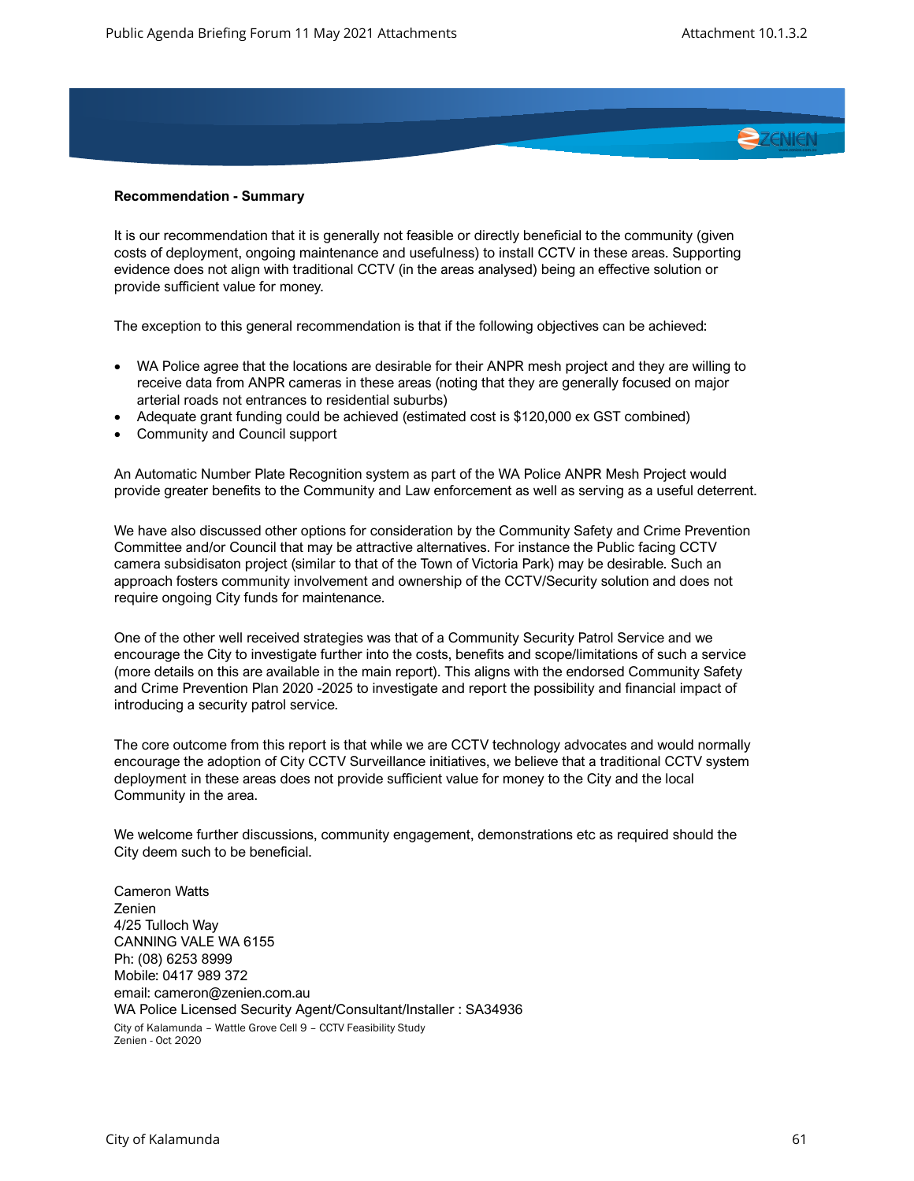**Recommendation - Summary**

It is our recommendation that it is generally not feasible or directly beneficial to the community (given costs of deployment, ongoing maintenance and usefulness) to install CCTV in these areas. Supporting evidence does not align with traditional CCTV (in the areas analysed) being an effective solution or provide sufficient value for money.

The exception to this general recommendation is that if the following objectives can be achieved:

- WA Police agree that the locations are desirable for their ANPR mesh project and they are willing to receive data from ANPR cameras in these areas (noting that they are generally focused on major arterial roads not entrances to residential suburbs)
- Adequate grant funding could be achieved (estimated cost is $120,000 ex GST combined)
- Community and Council support

An Automatic Number Plate Recognition system as part of the WA Police ANPR Mesh Project would provide greater benefits to the Community and Law enforcement as well as serving as a useful deterrent.

We have also discussed other options for consideration by the Community Safety and Crime Prevention Committee and/or Council that may be attractive alternatives. For instance the Public facing CCTV camera subsidisaton project (similar to that of the Town of Victoria Park) may be desirable. Such an approach fosters community involvement and ownership of the CCTV/Security solution and does not require ongoing City funds for maintenance.

One of the other well received strategies was that of a Community Security Patrol Service and we encourage the City to investigate further into the costs, benefits and scope/limitations of such a service (more details on this are available in the main report). This aligns with the endorsed Community Safety and Crime Prevention Plan 2020 -2025 to investigate and report the possibility and financial impact of introducing a security patrol service.

The core outcome from this report is that while we are CCTV technology advocates and would normally encourage the adoption of City CCTV Surveillance initiatives, we believe that a traditional CCTV system deployment in these areas does not provide sufficient value for money to the City and the local Community in the area.

We welcome further discussions, community engagement, demonstrations etc as required should the City deem such to be beneficial.

Cameron Watts
Zenien
4/25 Tulloch Way
CANNING VALE WA 6155
Ph: (08) 6253 8999
Mobile: 0417 989 372
email: cameron@zenien.com.au
WA Police Licensed Security Agent/Consultant/Installer : SA34936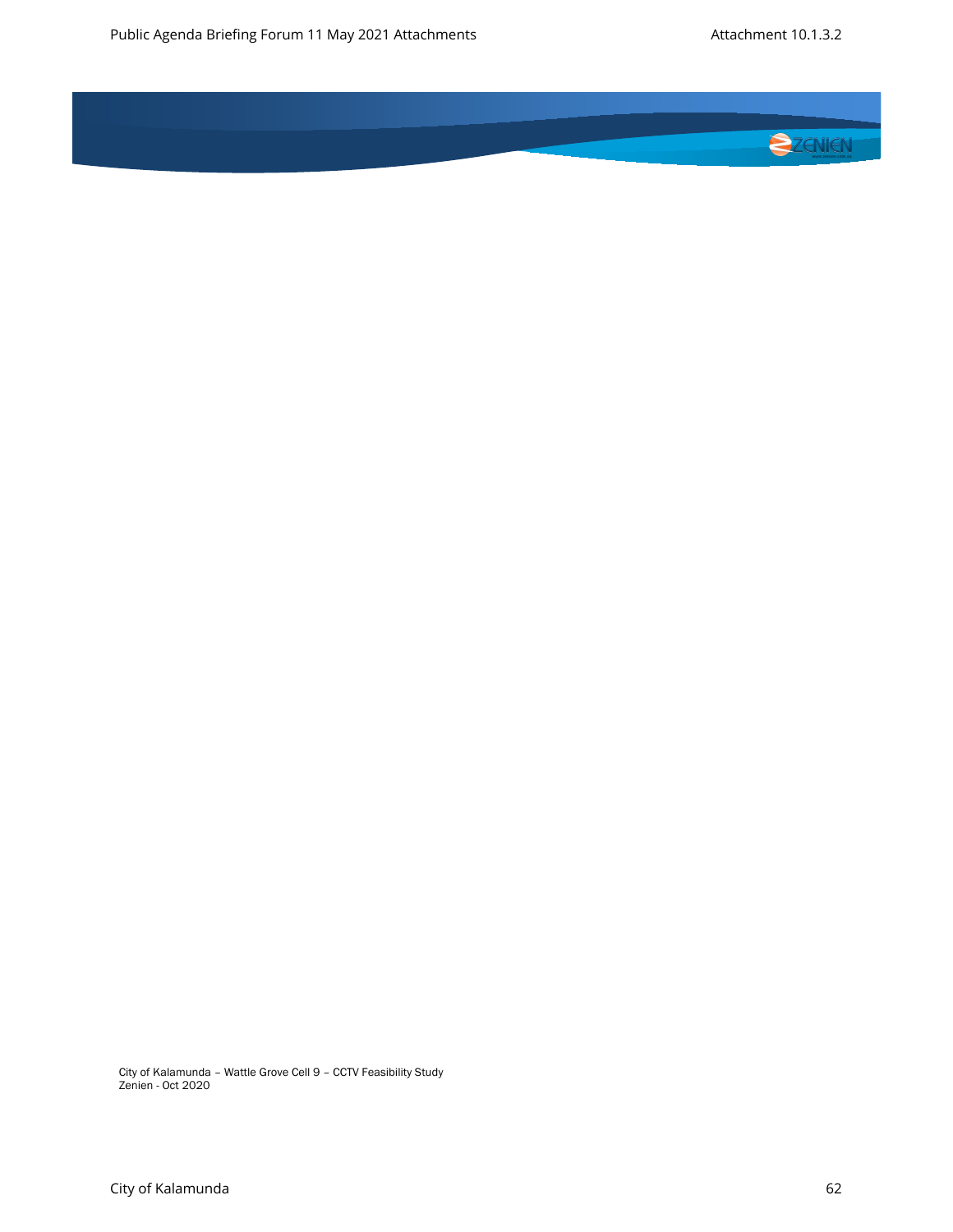City of Kalamunda – Wattle Grove Cell 9 – CCTV Feasibility Study
Zenien - Oct 2020